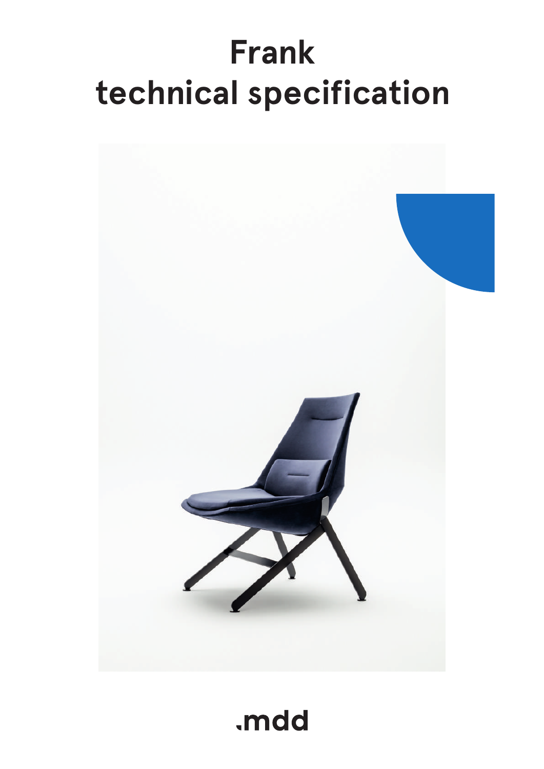# Frank
# technical specification

.mdd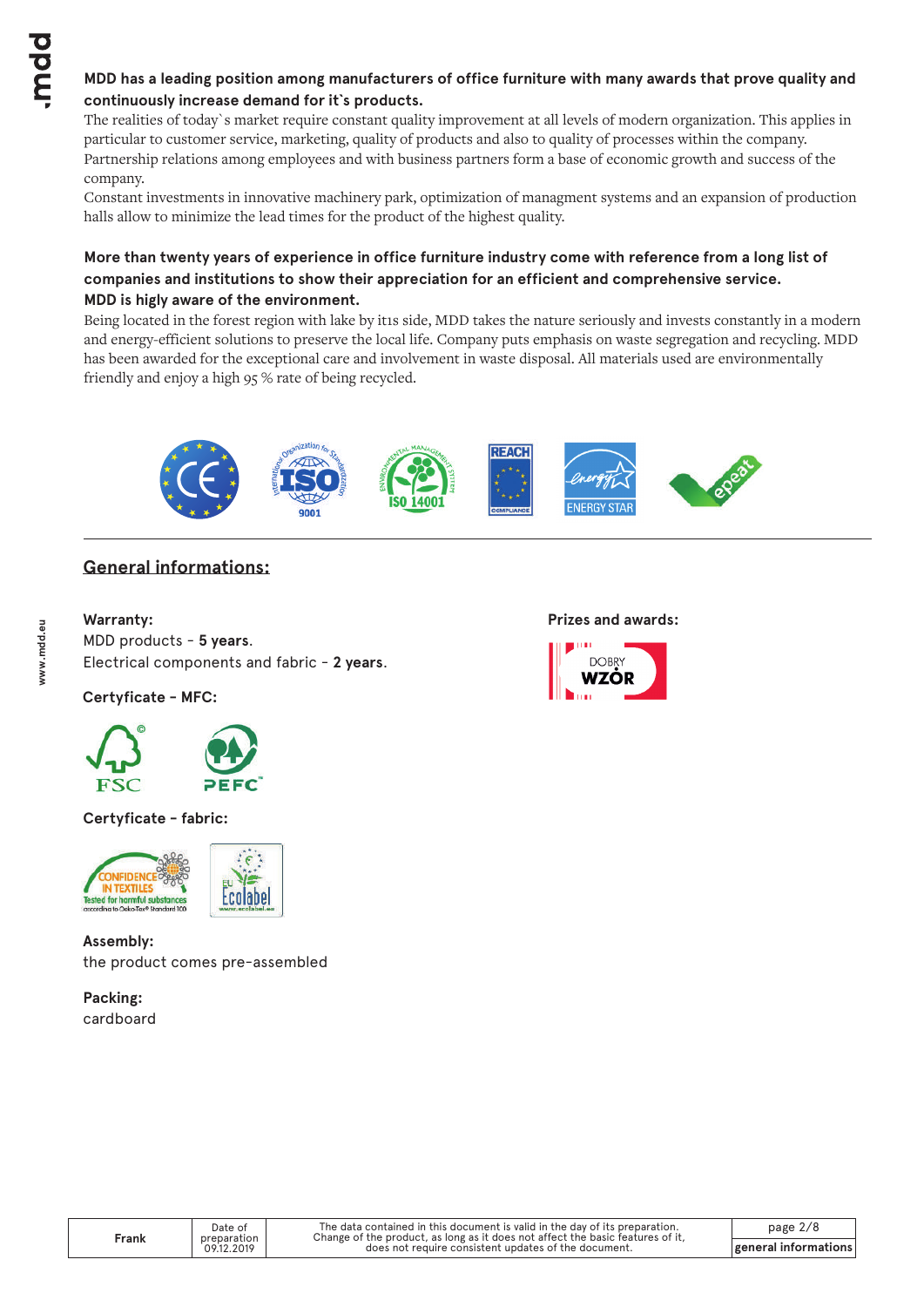**MDD has a leading position among manufacturers of office furniture with many awards that prove quality and continuously increase demand for it`s products.**

The realities of today`s market require constant quality improvement at all levels of modern organization. This applies in particular to customer service, marketing, quality of products and also to quality of processes within the company.
Partnership relations among employees and with business partners form a base of economic growth and success of the company.
Constant investments in innovative machinery park, optimization of managment systems and an expansion of production halls allow to minimize the lead times for the product of the highest quality.

**More than twenty years of experience in office furniture industry come with reference from a long list of companies and institutions to show their appreciation for an efficient and comprehensive service.**
**MDD is higly aware of the environment.**

Being located in the forest region with lake by it1s side, MDD takes the nature seriously and invests constantly in a modern and energy-efficient solutions to preserve the local life. Company puts emphasis on waste segregation and recycling. MDD has been awarded for the exceptional care and involvement in waste disposal. All materials used are environmentally friendly and enjoy a high 95 % rate of being recycled.

## General informations:

**Warranty:**
MDD products - **5 years**.
Electrical components and fabric - **2 years**.

**Certyficate - MFC:**

**Certyficate - fabric:**

**Assembly:**
the product comes pre-assembled

**Packing:**
cardboard

**Prizes and awards:**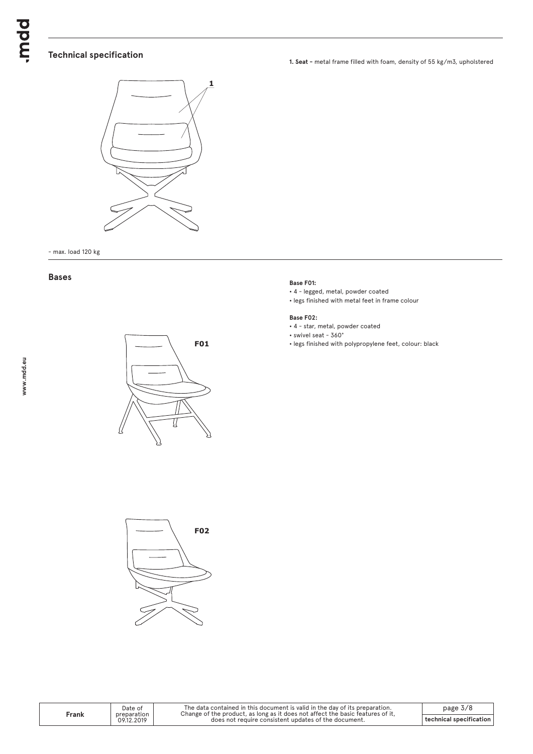## Technical specification

**1. Seat -** metal frame filled with foam, density of 55 kg/m3, upholstered

1

- max. load 120 kg

## Bases

F01

F02

**Base F01:**

- 4 - legged, metal, powder coated
- legs finished with metal feet in frame colour

**Base F02:**

- 4 - star, metal, powder coated
- swivel seat - 360°
- legs finished with polypropylene feet, colour: black

| Frank | Date of preparation 09.12.2019 | The data contained in this document is valid in the day of its preparation. Change of the product, as long as it does not affect the basic features of it, does not require consistent updates of the document. | technical specification |
|---|---|---|---|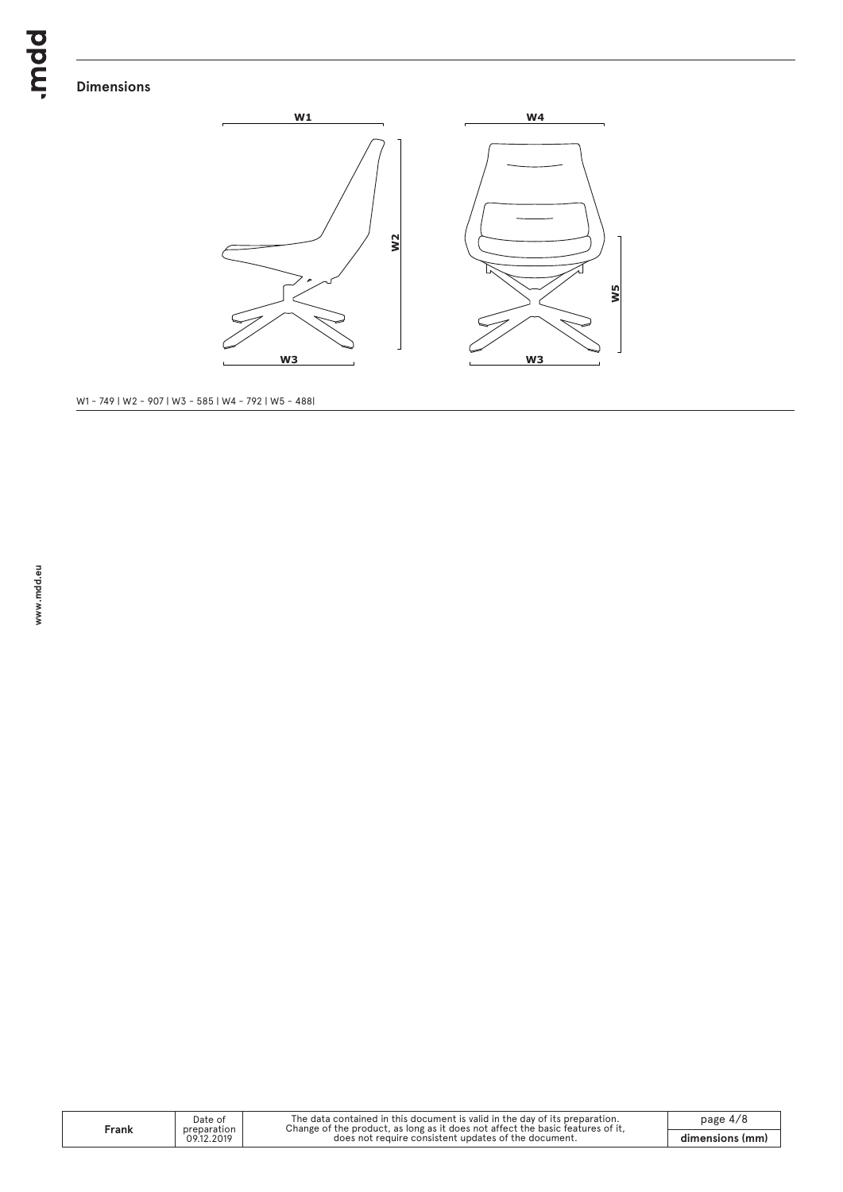## Dimensions

W1 - 749 | W2 - 907 | W3 - 585 | W4 - 792 | W5 - 488|

| Frank | Date of preparation 09.12.2019 | The data contained in this document is valid in the day of its preparation. Change of the product, as long as it does not affect the basic features of it, does not require consistent updates of the document. | dimensions (mm) |
| --- | --- | --- | --- |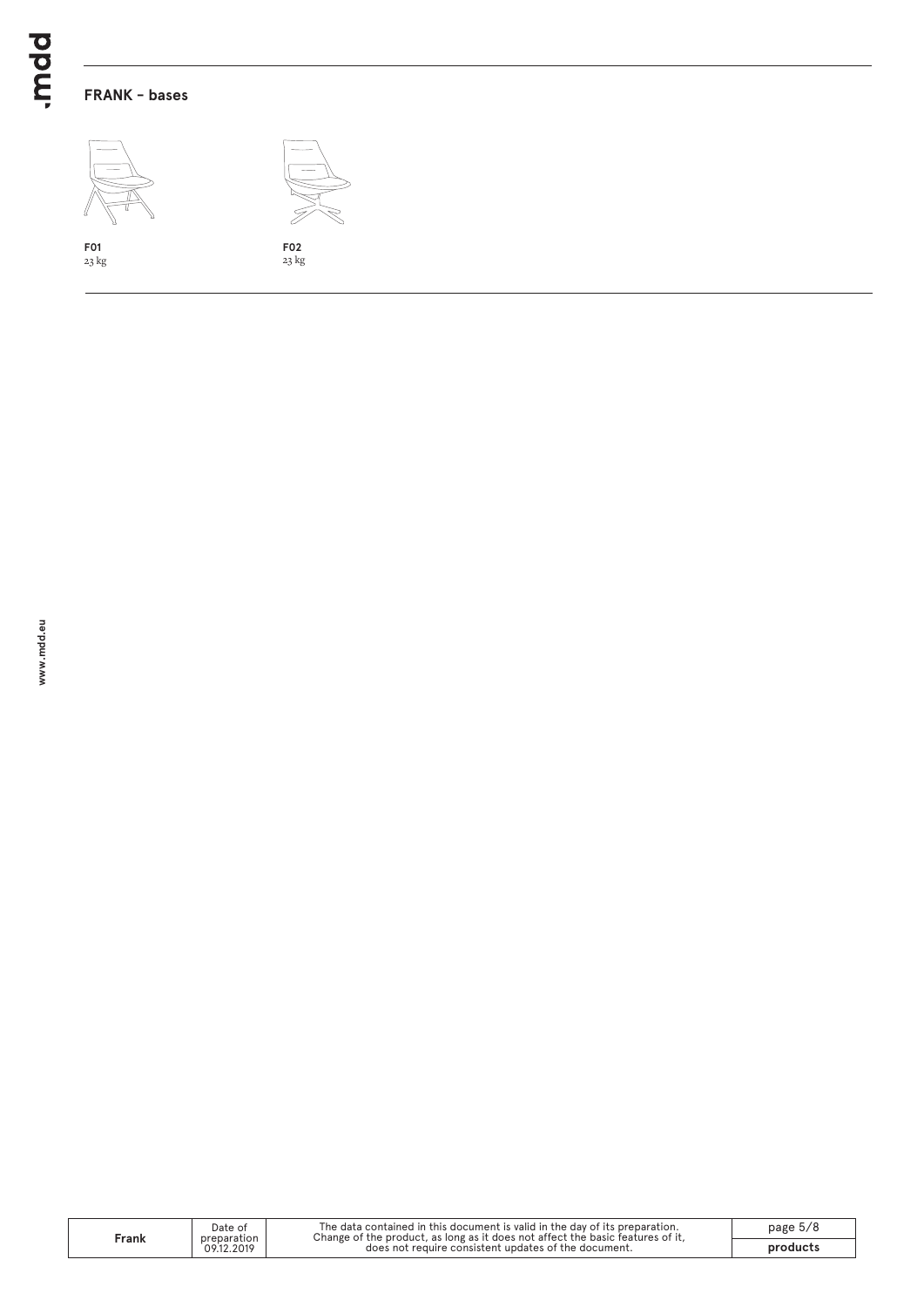## FRANK – bases

**F01**
23 kg

**F02**
23 kg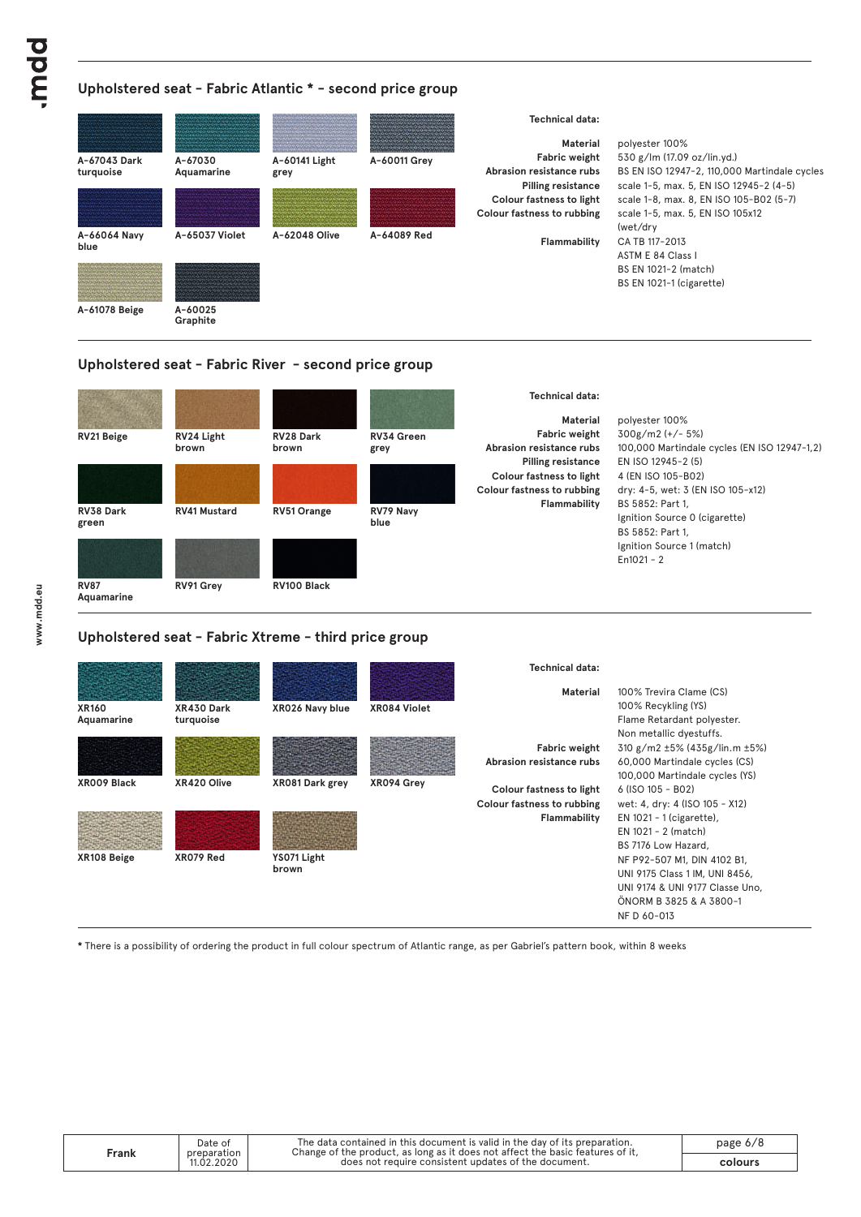## Upholstered seat – Fabric Atlantic * – second price group

A-67043 Dark turquoise
A-67030 Aquamarine
A-60141 Light grey
A-60011 Grey
A-66064 Navy blue
A-65037 Violet
A-62048 Olive
A-64089 Red
A-61078 Beige
A-60025 Graphite

**Technical data:**

| | |
|---|---|
| **Material** | polyester 100% |
| **Fabric weight** | 530 g/lm (17.09 oz/lin.yd.) |
| **Abrasion resistance rubs** | BS EN ISO 12947-2, 110,000 Martindale cycles |
| **Pilling resistance** | scale 1-5, max. 5, EN ISO 12945-2 (4-5) |
| **Colour fastness to light** | scale 1-8, max. 8, EN ISO 105-B02 (5-7) |
| **Colour fastness to rubbing** | scale 1-5, max. 5, EN ISO 105x12 (wet/dry |
| **Flammability** | CA TB 117-2013<br>ASTM E 84 Class I<br>BS EN 1021-2 (match)<br>BS EN 1021-1 (cigarette) |

## Upholstered seat – Fabric River – second price group

RV21 Beige
RV24 Light brown
RV28 Dark brown
RV34 Green grey
RV38 Dark green
RV41 Mustard
RV51 Orange
RV79 Navy blue
RV87 Aquamarine
RV91 Grey
RV100 Black

**Technical data:**

| | |
|---|---|
| **Material** | polyester 100% |
| **Fabric weight** | 300g/m2 (+/- 5%) |
| **Abrasion resistance rubs** | 100,000 Martindale cycles (EN ISO 12947-1,2) |
| **Pilling resistance** | EN ISO 12945-2 (5) |
| **Colour fastness to light** | 4 (EN ISO 105-B02) |
| **Colour fastness to rubbing** | dry: 4-5, wet: 3 (EN ISO 105-x12) |
| **Flammability** | BS 5852: Part 1,<br>Ignition Source 0 (cigarette)<br>BS 5852: Part 1,<br>Ignition Source 1 (match)<br>En1021 - 2 |

## Upholstered seat – Fabric Xtreme – third price group

XR160 Aquamarine
XR430 Dark turquoise
XR026 Navy blue
XR084 Violet
XR009 Black
XR420 Olive
XR081 Dark grey
XR094 Grey
XR108 Beige
XR079 Red
YS071 Light brown

**Technical data:**

| | |
|---|---|
| **Material** | 100% Trevira Clame (CS)<br>100% Recykling (YS)<br>Flame Retardant polyester.<br>Non metallic dyestuffs. |
| **Fabric weight** | 310 g/m2 ±5% (435g/lin.m ±5%) |
| **Abrasion resistance rubs** | 60,000 Martindale cycles (CS)<br>100,000 Martindale cycles (YS) |
| **Colour fastness to light** | 6 (ISO 105 - B02) |
| **Colour fastness to rubbing** | wet: 4, dry: 4 (ISO 105 - X12) |
| **Flammability** | EN 1021 - 1 (cigarette),<br>EN 1021 - 2 (match)<br>BS 7176 Low Hazard,<br>NF P92-507 M1, DIN 4102 B1,<br>UNI 9175 Class 1 IM, UNI 8456,<br>UNI 9174 & UNI 9177 Classe Uno,<br>ÖNORM B 3825 & A 3800-1<br>NF D 60-013 |

**\*** There is a possibility of ordering the product in full colour spectrum of Atlantic range, as per Gabriel's pattern book, within 8 weeks

| Frank | Date of preparation 11.02.2020 | The data contained in this document is valid in the day of its preparation. Change of the product, as long as it does not affect the basic features of it, does not require consistent updates of the document. | colours |
|---|---|---|---|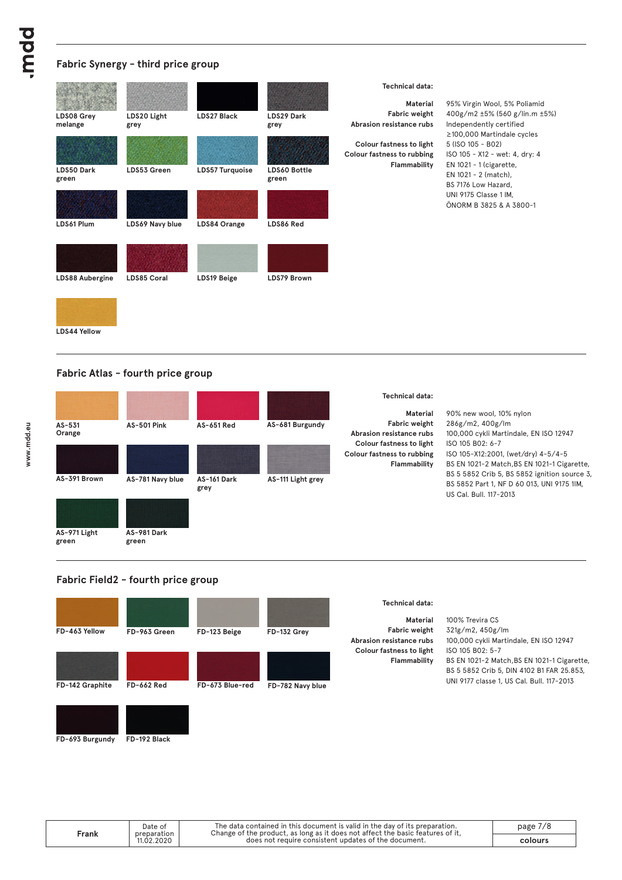## Fabric Synergy - third price group

LDS08 Grey melange
LDS20 Light grey
LDS27 Black
LDS29 Dark grey
LDS50 Dark green
LDS53 Green
LDS57 Turquoise
LDS60 Bottle green
LDS61 Plum
LDS69 Navy blue
LDS84 Orange
LDS86 Red
LDS88 Aubergine
LDS85 Coral
LDS19 Beige
LDS79 Brown
LDS44 Yellow

**Technical data:**

| | |
|---|---|
| **Material** | 95% Virgin Wool, 5% Poliamid |
| **Fabric weight** | 400g/m2 ±5% (560 g/lin.m ±5%) |
| **Abrasion resistance rubs** | Independently certified ≥100,000 Martindale cycles |
| **Colour fastness to light** | 5 (ISO 105 - B02) |
| **Colour fastness to rubbing** | ISO 105 - X12 - wet: 4, dry: 4 |
| **Flammability** | EN 1021 - 1 (cigarette, EN 1021 - 2 (match), BS 7176 Low Hazard, UNI 9175 Classe 1 IM, ÖNORM B 3825 & A 3800-1 |

## Fabric Atlas - fourth price group

AS-531 Orange
AS-501 Pink
AS-651 Red
AS-681 Burgundy
AS-391 Brown
AS-781 Navy blue
AS-161 Dark grey
AS-111 Light grey
AS-971 Light green
AS-981 Dark green

**Technical data:**

| | |
|---|---|
| **Material** | 90% new wool, 10% nylon |
| **Fabric weight** | 286g/m2, 400g/lm |
| **Abrasion resistance rubs** | 100,000 cykli Martindale, EN ISO 12947 |
| **Colour fastness to light** | ISO 105 B02: 6-7 |
| **Colour fastness to rubbing** | ISO 105-X12:2001, (wet/dry) 4-5/4-5 |
| **Flammability** | BS EN 1021-2 Match,BS EN 1021-1 Cigarette, BS 5 5852 Crib 5, BS 5852 ignition source 3, BS 5852 Part 1, NF D 60 013, UNI 9175 1IM, US Cal. Bull. 117-2013 |

## Fabric Field2 - fourth price group

FD-463 Yellow
FD-963 Green
FD-123 Beige
FD-132 Grey
FD-142 Graphite
FD-662 Red
FD-673 Blue-red
FD-782 Navy blue
FD-693 Burgundy
FD-192 Black

**Technical data:**

| | |
|---|---|
| **Material** | 100% Trevira CS |
| **Fabric weight** | 321g/m2, 450g/lm |
| **Abrasion resistance rubs** | 100,000 cykli Martindale, EN ISO 12947 |
| **Colour fastness to light** | ISO 105 B02: 5-7 |
| **Flammability** | BS EN 1021-2 Match,BS EN 1021-1 Cigarette, BS 5 5852 Crib 5, DIN 4102 B1 FAR 25.853, UNI 9177 classe 1, US Cal. Bull. 117-2013 |

| Frank | Date of preparation 11.02.2020 | The data contained in this document is valid in the day of its preparation. Change of the product, as long as it does not affect the basic features of it, does not require consistent updates of the document. | colours |
|---|---|---|---|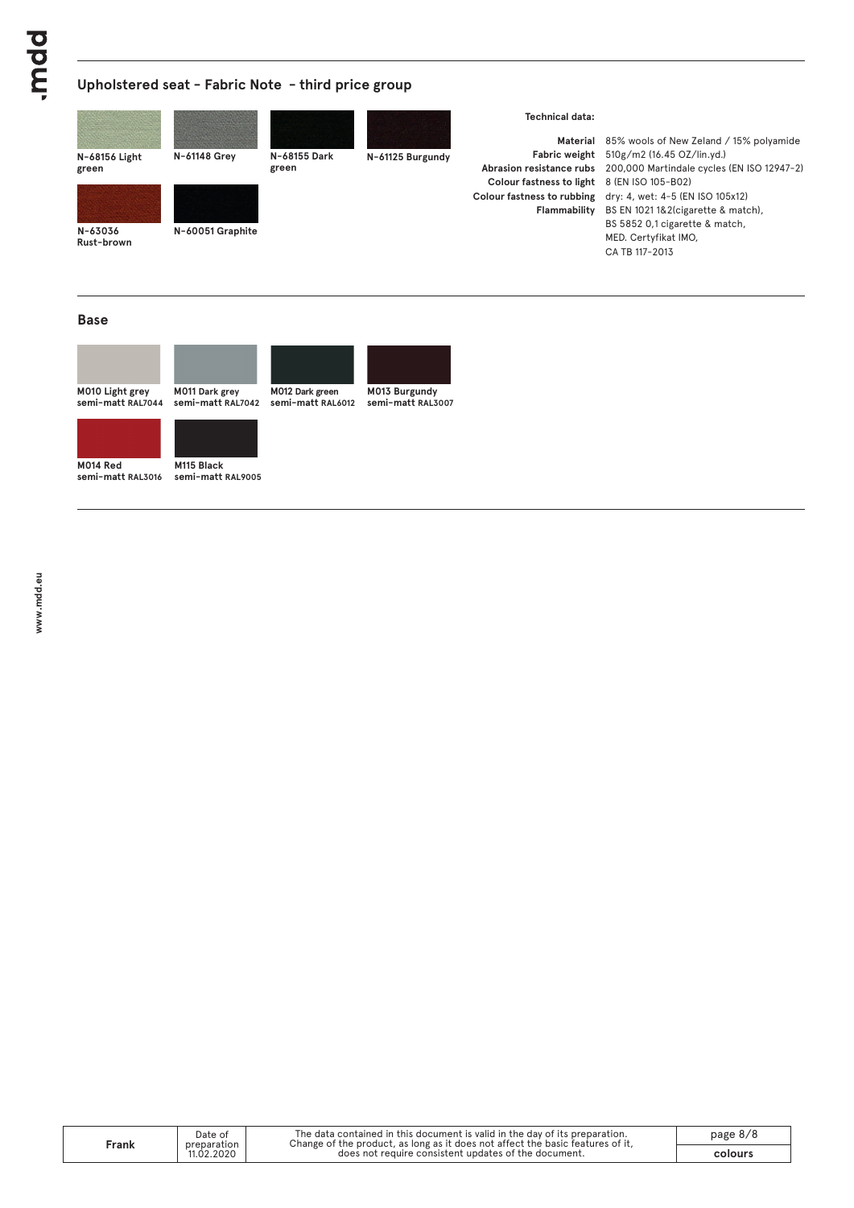## Upholstered seat - Fabric Note - third price group

N-68156 Light green

N-61148 Grey

N-68155 Dark green

N-61125 Burgundy

N-63036 Rust-brown

N-60051 Graphite

**Technical data:**

| | |
|---|---|
| **Material** | 85% wools of New Zeland / 15% polyamide |
| **Fabric weight** | 510g/m2 (16.45 OZ/lin.yd.) |
| **Abrasion resistance rubs** | 200,000 Martindale cycles (EN ISO 12947-2) |
| **Colour fastness to light** | 8 (EN ISO 105-B02) |
| **Colour fastness to rubbing** | dry: 4, wet: 4-5 (EN ISO 105x12) |
| **Flammability** | BS EN 1021 1&2(cigarette & match), BS 5852 0,1 cigarette & match, MED. Certyfikat IMO, CA TB 117-2013 |

## Base

M010 Light grey semi-matt RAL7044

M011 Dark grey semi-matt RAL7042

M012 Dark green semi-matt RAL6012

M013 Burgundy semi-matt RAL3007

M014 Red semi-matt RAL3016

M115 Black semi-matt RAL9005

| | | | |
|---|---|---|---|
| **Frank** | Date of preparation 11.02.2020 | The data contained in this document is valid in the day of its preparation. Change of the product, as long as it does not affect the basic features of it, does not require consistent updates of the document. | **colours** |